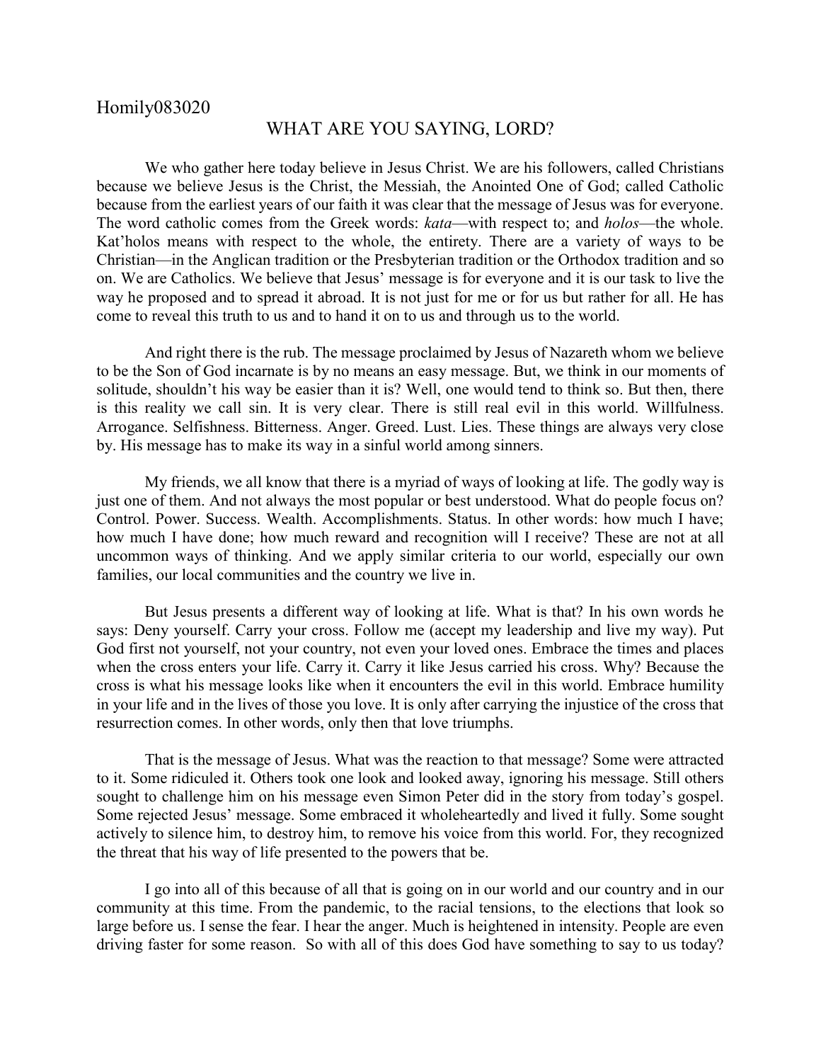Homily083020

# WHAT ARE YOU SAYING, LORD?

We who gather here today believe in Jesus Christ. We are his followers, called Christians because we believe Jesus is the Christ, the Messiah, the Anointed One of God; called Catholic because from the earliest years of our faith it was clear that the message of Jesus was for everyone. The word catholic comes from the Greek words: *kata*—with respect to; and *holos*—the whole. Kat'holos means with respect to the whole, the entirety. There are a variety of ways to be Christian—in the Anglican tradition or the Presbyterian tradition or the Orthodox tradition and so on. We are Catholics. We believe that Jesus' message is for everyone and it is our task to live the way he proposed and to spread it abroad. It is not just for me or for us but rather for all. He has come to reveal this truth to us and to hand it on to us and through us to the world.

And right there is the rub. The message proclaimed by Jesus of Nazareth whom we believe to be the Son of God incarnate is by no means an easy message. But, we think in our moments of solitude, shouldn't his way be easier than it is? Well, one would tend to think so. But then, there is this reality we call sin. It is very clear. There is still real evil in this world. Willfulness. Arrogance. Selfishness. Bitterness. Anger. Greed. Lust. Lies. These things are always very close by. His message has to make its way in a sinful world among sinners.

My friends, we all know that there is a myriad of ways of looking at life. The godly way is just one of them. And not always the most popular or best understood. What do people focus on? Control. Power. Success. Wealth. Accomplishments. Status. In other words: how much I have; how much I have done; how much reward and recognition will I receive? These are not at all uncommon ways of thinking. And we apply similar criteria to our world, especially our own families, our local communities and the country we live in.

But Jesus presents a different way of looking at life. What is that? In his own words he says: Deny yourself. Carry your cross. Follow me (accept my leadership and live my way). Put God first not yourself, not your country, not even your loved ones. Embrace the times and places when the cross enters your life. Carry it. Carry it like Jesus carried his cross. Why? Because the cross is what his message looks like when it encounters the evil in this world. Embrace humility in your life and in the lives of those you love. It is only after carrying the injustice of the cross that resurrection comes. In other words, only then that love triumphs.

That is the message of Jesus. What was the reaction to that message? Some were attracted to it. Some ridiculed it. Others took one look and looked away, ignoring his message. Still others sought to challenge him on his message even Simon Peter did in the story from today's gospel. Some rejected Jesus' message. Some embraced it wholeheartedly and lived it fully. Some sought actively to silence him, to destroy him, to remove his voice from this world. For, they recognized the threat that his way of life presented to the powers that be.

I go into all of this because of all that is going on in our world and our country and in our community at this time. From the pandemic, to the racial tensions, to the elections that look so large before us. I sense the fear. I hear the anger. Much is heightened in intensity. People are even driving faster for some reason. So with all of this does God have something to say to us today?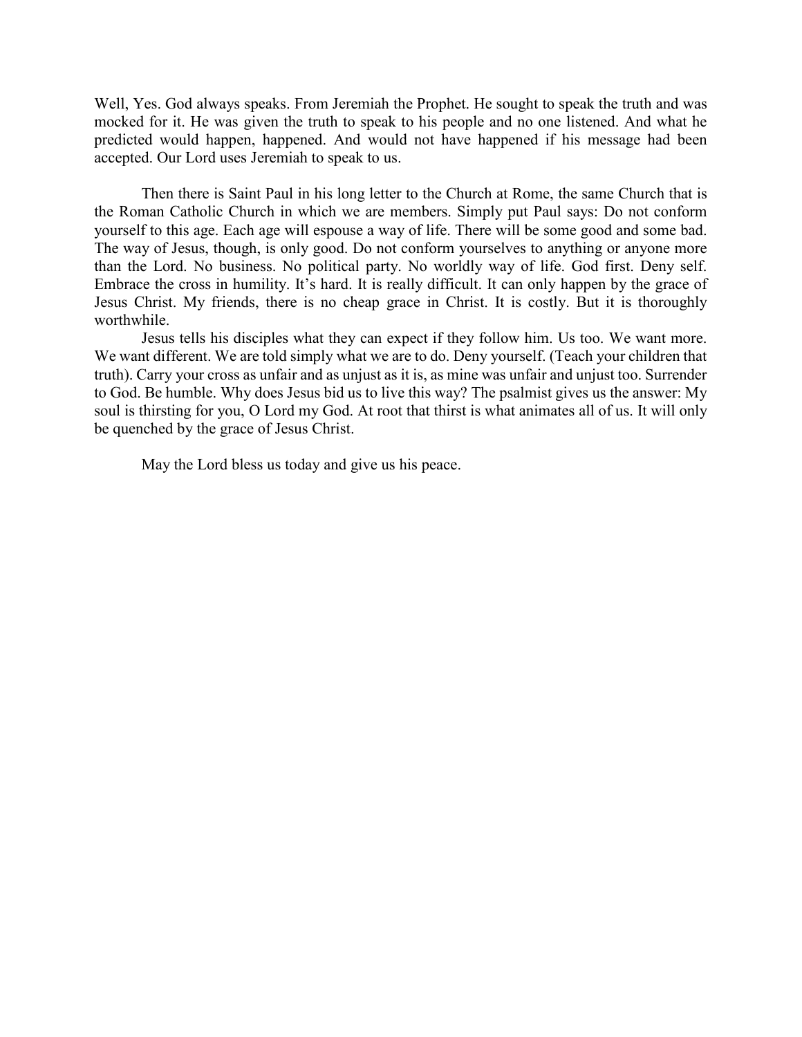Well, Yes. God always speaks. From Jeremiah the Prophet. He sought to speak the truth and was mocked for it. He was given the truth to speak to his people and no one listened. And what he predicted would happen, happened. And would not have happened if his message had been accepted. Our Lord uses Jeremiah to speak to us.

Then there is Saint Paul in his long letter to the Church at Rome, the same Church that is the Roman Catholic Church in which we are members. Simply put Paul says: Do not conform yourself to this age. Each age will espouse a way of life. There will be some good and some bad. The way of Jesus, though, is only good. Do not conform yourselves to anything or anyone more than the Lord. No business. No political party. No worldly way of life. God first. Deny self. Embrace the cross in humility. It's hard. It is really difficult. It can only happen by the grace of Jesus Christ. My friends, there is no cheap grace in Christ. It is costly. But it is thoroughly worthwhile.

Jesus tells his disciples what they can expect if they follow him. Us too. We want more. We want different. We are told simply what we are to do. Deny yourself. (Teach your children that truth). Carry your cross as unfair and as unjust as it is, as mine was unfair and unjust too. Surrender to God. Be humble. Why does Jesus bid us to live this way? The psalmist gives us the answer: My soul is thirsting for you, O Lord my God. At root that thirst is what animates all of us. It will only be quenched by the grace of Jesus Christ.

May the Lord bless us today and give us his peace.